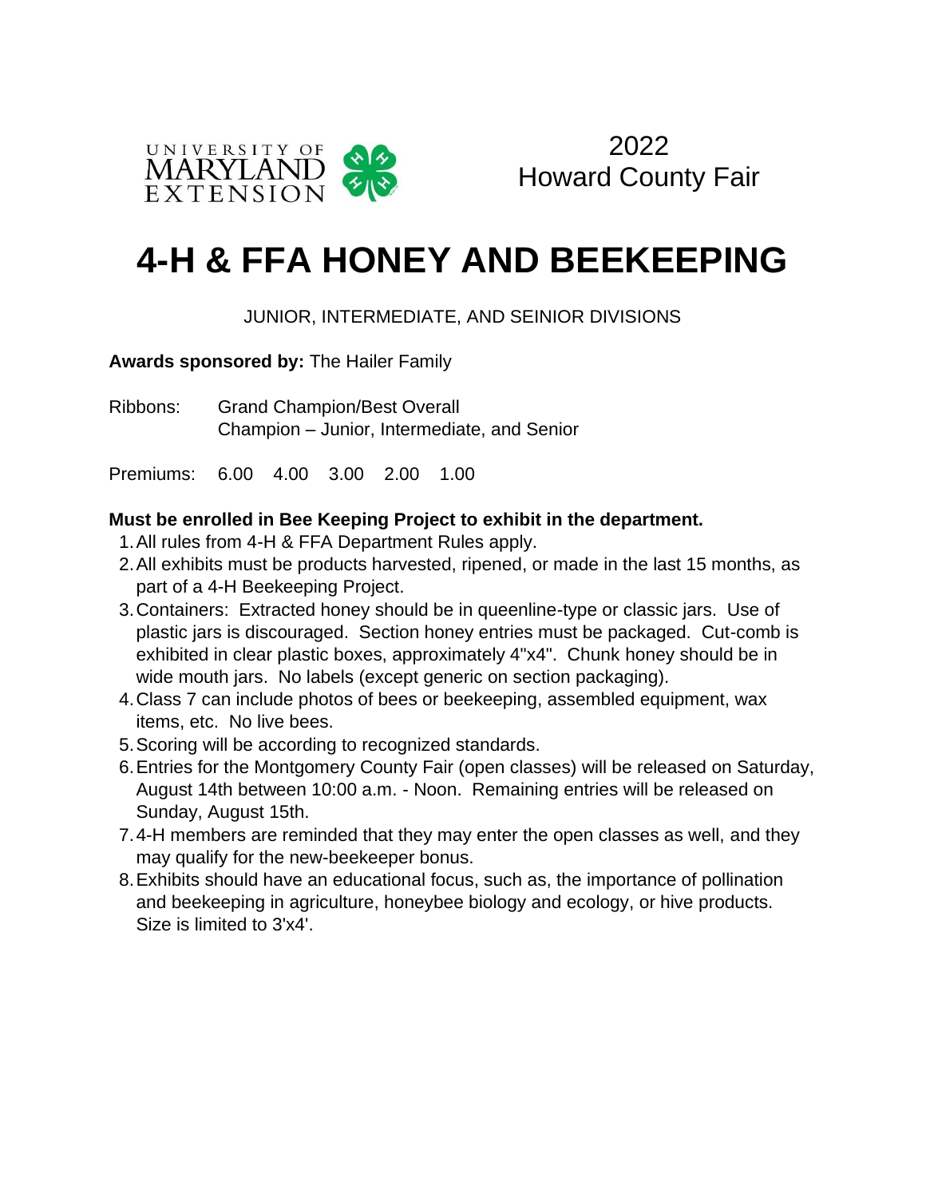UNIVERSITY OF MARYLAND EXTENSION

2022
Howard County Fair

# 4-H & FFA HONEY AND BEEKEEPING

JUNIOR, INTERMEDIATE, AND SEINIOR DIVISIONS

**Awards sponsored by:** The Hailer Family

Ribbons: Grand Champion/Best Overall
Champion – Junior, Intermediate, and Senior

Premiums: 6.00 4.00 3.00 2.00 1.00

**Must be enrolled in Bee Keeping Project to exhibit in the department.**

1. All rules from 4-H & FFA Department Rules apply.
2. All exhibits must be products harvested, ripened, or made in the last 15 months, as part of a 4-H Beekeeping Project.
3. Containers: Extracted honey should be in queenline-type or classic jars. Use of plastic jars is discouraged. Section honey entries must be packaged. Cut-comb is exhibited in clear plastic boxes, approximately 4"x4". Chunk honey should be in wide mouth jars. No labels (except generic on section packaging).
4. Class 7 can include photos of bees or beekeeping, assembled equipment, wax items, etc. No live bees.
5. Scoring will be according to recognized standards.
6. Entries for the Montgomery County Fair (open classes) will be released on Saturday, August 14th between 10:00 a.m. - Noon. Remaining entries will be released on Sunday, August 15th.
7. 4-H members are reminded that they may enter the open classes as well, and they may qualify for the new-beekeeper bonus.
8. Exhibits should have an educational focus, such as, the importance of pollination and beekeeping in agriculture, honeybee biology and ecology, or hive products. Size is limited to 3'x4'.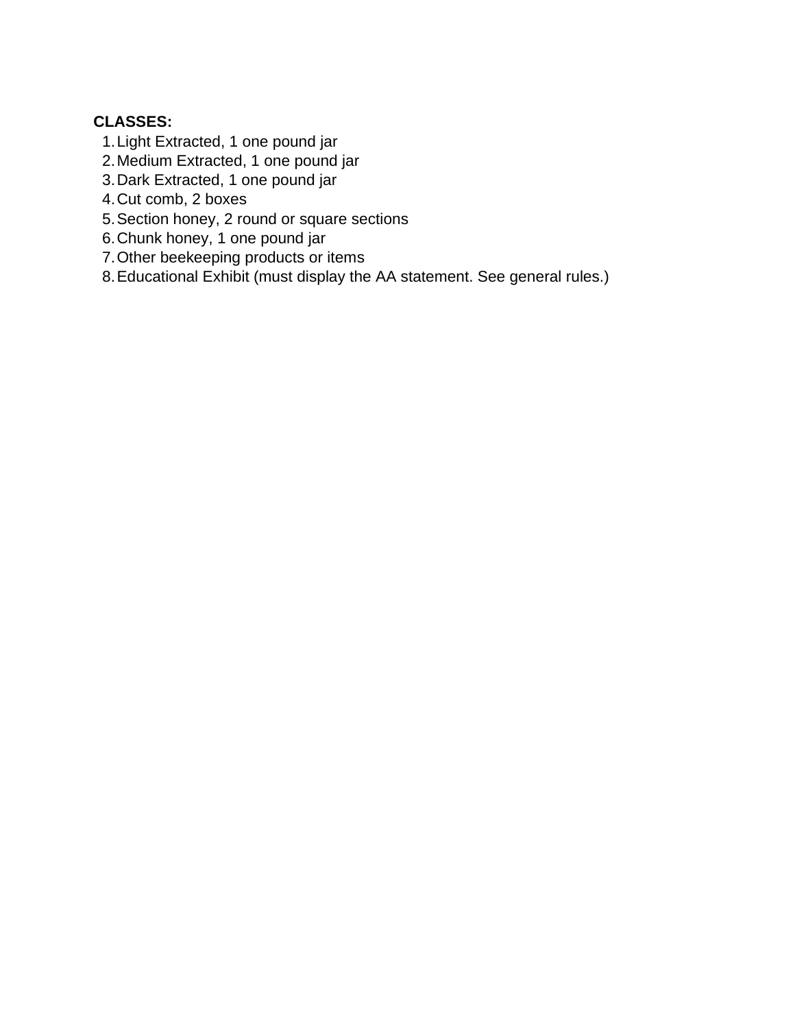**CLASSES:**

1. Light Extracted, 1 one pound jar
2. Medium Extracted, 1 one pound jar
3. Dark Extracted, 1 one pound jar
4. Cut comb, 2 boxes
5. Section honey, 2 round or square sections
6. Chunk honey, 1 one pound jar
7. Other beekeeping products or items
8. Educational Exhibit (must display the AA statement. See general rules.)